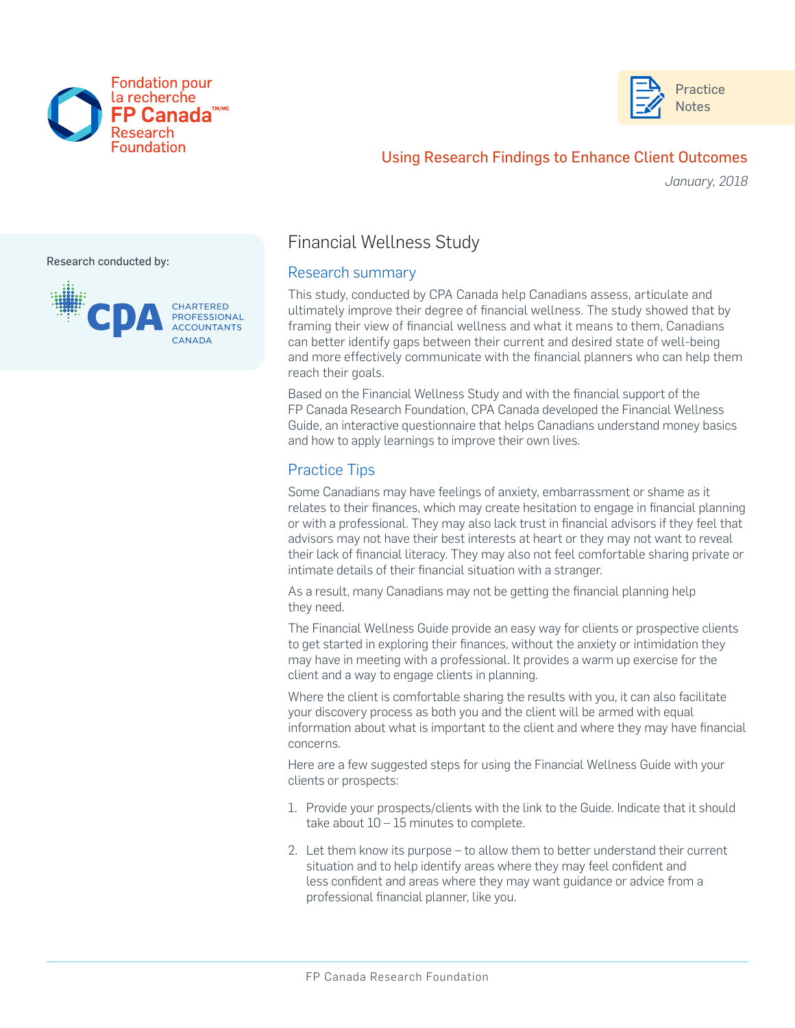Fondation pour la recherche FP Canada Research Foundation

Practice Notes

Using Research Findings to Enhance Client Outcomes

*January, 2018*

Research conducted by:

CPA CHARTERED PROFESSIONAL ACCOUNTANTS CANADA

# Financial Wellness Study

## Research summary

This study, conducted by CPA Canada help Canadians assess, articulate and ultimately improve their degree of financial wellness. The study showed that by framing their view of financial wellness and what it means to them, Canadians can better identify gaps between their current and desired state of well-being and more effectively communicate with the financial planners who can help them reach their goals.

Based on the Financial Wellness Study and with the financial support of the FP Canada Research Foundation, CPA Canada developed the Financial Wellness Guide, an interactive questionnaire that helps Canadians understand money basics and how to apply learnings to improve their own lives.

## Practice Tips

Some Canadians may have feelings of anxiety, embarrassment or shame as it relates to their finances, which may create hesitation to engage in financial planning or with a professional. They may also lack trust in financial advisors if they feel that advisors may not have their best interests at heart or they may not want to reveal their lack of financial literacy. They may also not feel comfortable sharing private or intimate details of their financial situation with a stranger.

As a result, many Canadians may not be getting the financial planning help they need.

The Financial Wellness Guide provide an easy way for clients or prospective clients to get started in exploring their finances, without the anxiety or intimidation they may have in meeting with a professional. It provides a warm up exercise for the client and a way to engage clients in planning.

Where the client is comfortable sharing the results with you, it can also facilitate your discovery process as both you and the client will be armed with equal information about what is important to the client and where they may have financial concerns.

Here are a few suggested steps for using the Financial Wellness Guide with your clients or prospects:

1. Provide your prospects/clients with the link to the Guide. Indicate that it should take about 10 – 15 minutes to complete.

2. Let them know its purpose – to allow them to better understand their current situation and to help identify areas where they may feel confident and less confident and areas where they may want guidance or advice from a professional financial planner, like you.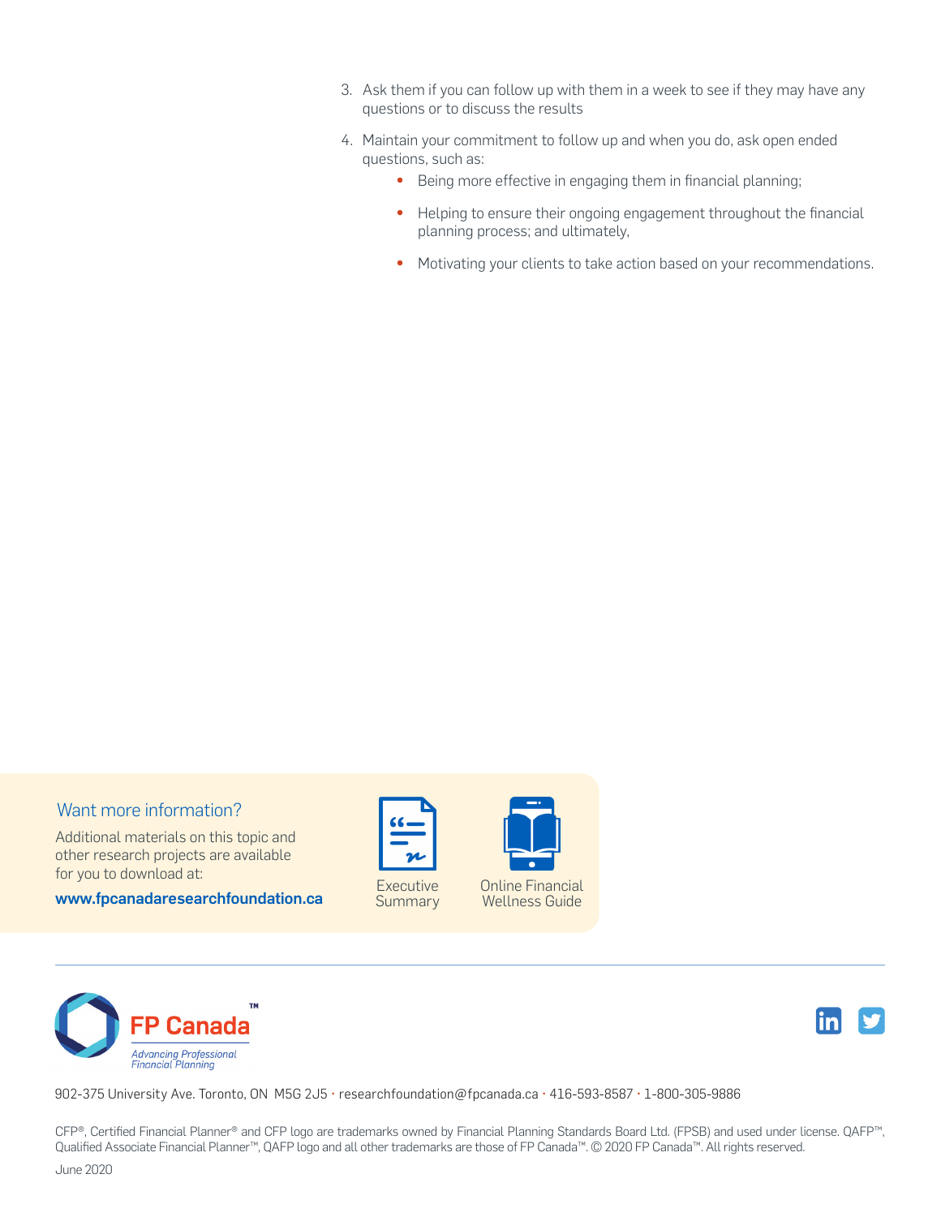3. Ask them if you can follow up with them in a week to see if they may have any questions or to discuss the results

4. Maintain your commitment to follow up and when you do, ask open ended questions, such as:
   - Being more effective in engaging them in financial planning;
   - Helping to ensure their ongoing engagement throughout the financial planning process; and ultimately,
   - Motivating your clients to take action based on your recommendations.

## Want more information?

Additional materials on this topic and other research projects are available for you to download at:

**www.fpcanadaresearchfoundation.ca**

Executive Summary

Online Financial Wellness Guide

FP Canada™

*Advancing Professional Financial Planning*

902-375 University Ave. Toronto, ON M5G 2J5 · researchfoundation@fpcanada.ca · 416-593-8587 · 1-800-305-9886

CFP®, Certified Financial Planner® and CFP logo are trademarks owned by Financial Planning Standards Board Ltd. (FPSB) and used under license. QAFP™, Qualified Associate Financial Planner™, QAFP logo and all other trademarks are those of FP Canada™. © 2020 FP Canada™. All rights reserved.

June 2020